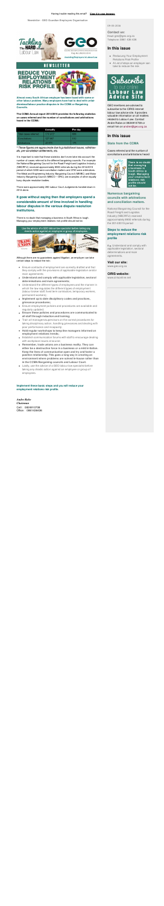Having trouble reading this email? **View it in your browser.**

Newsletter - GEO Guardian Employers Organisation

# NEWSLETTER

# REDUCE YOUR EMPLOYMENT RELATIONS RISK PROFILE

**Almost every South African employer has been faced with some or other labour problem. Many employers have had to deal with unfair dismissal/labour practice disputes in the CCMA or Bargaining Councils.**

**The CCMA Annual report 2014/2015 provides the following statistics on cases referred and the number of conciliations and arbitrations heard in the CCMA:**

| | Annually | Per day |
|---|---|---|
| Total cases referred | 178 377* | 800 |
| Conciliations | 127 547 | 532 |
| Arbitrations | 40 875 | 186 |

**\* These figures are approximate due to jurisdictional issues, withdrawals, pre conciliation settlements, etc.**

It is important to note that these statistics don't even take into account the number of cases referred to the different bargaining councils. For example the National Bargaining Council for the Road Freight and Logistics Industry (NBCRFLI) received approximately 8600 referrals during the 2014/2015 period of which 5200 were conciliation matters and 3700 were arbitrations. The Metal and Engineering Industry Bargaining Council (MEIBC) and Motor Industry Bargaining Council (MIBCO - CPIC) are examples of other equally busy dispute resolution bodies.

There were approximately 280 Labour Court Judgements handed down in 2014 alone.

## It goes without saying then that employers spend a considerable amount of time involved in handling labour disputes in the various dispute resolution institutions.

There is no doubt that managing a business in South Africa is tough. Managing your employment relations risk profile should not be.

Use the advice of a GEO labour law specialist before taking any drastic action against an employee or group of employees.

Although there are no guarantees against litigation, an employer can take certain steps to reduce the risk:

- Ensure contracts of employment are correctly drafted and that they comply with the provisions of applicable legislation and/or bcos / agreements;
- **Understand and comply with applicable legislation, sectoral determinations and main agreements;**
- Understand the different types of employees and the manner in which the law regulates the different types of employment (labour broker staff, fixed term contractors, temporary workers, permanent workers);
- **Implement up to date disciplinary codes and procedures, grievance procedures;**
- Ensure employment policies and procedures are available and regularly updated;
- **Ensure these policies and procedures are communicated to all staff through induction and training;**
- Train all management/supervisors on the correct procedures for taking disciplinary action, handling grievances and dealing with poor performance and incapacity;
- **Hold regular workshops to keep line managers informed on employment relations trends;**
- Establish communication forums with staff to encourage dealing with workplace issues at source;
- **Remember, trade unions are a business reality. They can either be a destructive force in a business or a mild irritation. Keep the lines of communication open and try and foster a positive relationship. This goes a long way in creating an environment where problems are solved in-house rather than in the CCMA/Bargaining councils and Labour Court.**
- Lastly, use the advice of a GEO labour law specialist before taking any drastic action against an employee or group of employees.

**Implement these basic steps and you will reduce your employment relations risk profile.**

***Andre Rabe***
***Chairman***
Cell: 0824913708
Office: 0861436436

08.03.2016

**Contact us:**
Email: geo@geo.org.za
Telephone: 0861 436 436

## In this issue

- Reducing Your Employment Relations Risk Profile
- A List of steps an employer can take to reduce the risk

Subscribe to our online Labour Law Advice Site

GEO members are advised to subscribe to the CIRIS internet labour law advice site. It provides valuable information on all matters related to Labour Law. Contact Andre Rabe on 0824913708 or email him on andrer@geo.org.za

## In this issue

### Stats from the CCMA

Cases referred and the number of conciliations and arbitrations heard

**There is no doubt that managing a business in South Africa is tough. Managing your employment relations risk profile should not be.**

### Numerous bargaining councils with arbitrations and conciliation matters.

National Bargaining Council for the Road Freight and Logistics Industry (NBCRFLI) received approximately 8600 referrals during the 2014/2015 period

### Steps to reduce the employment relations risk profile

Eg: Understand and comply with applicable legislation, sectoral determinations and main agreements;

**Visit our site:**
www.geo.org.za

**CIRIS website:**
www.ciris.co.za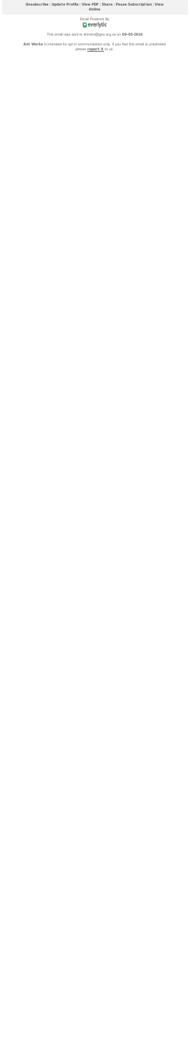**Unsubscribe** | **Update Profile** | **View PDF** | **Share** | **Pause Subscription** | **View Online**

Email Powered By

everlytic

This email was sent to lininlin@geo.org.za on **09-05-2016**

**Art Works** is intended for opt in communication only. If you feel this email is unsolicited please **report it** to us.